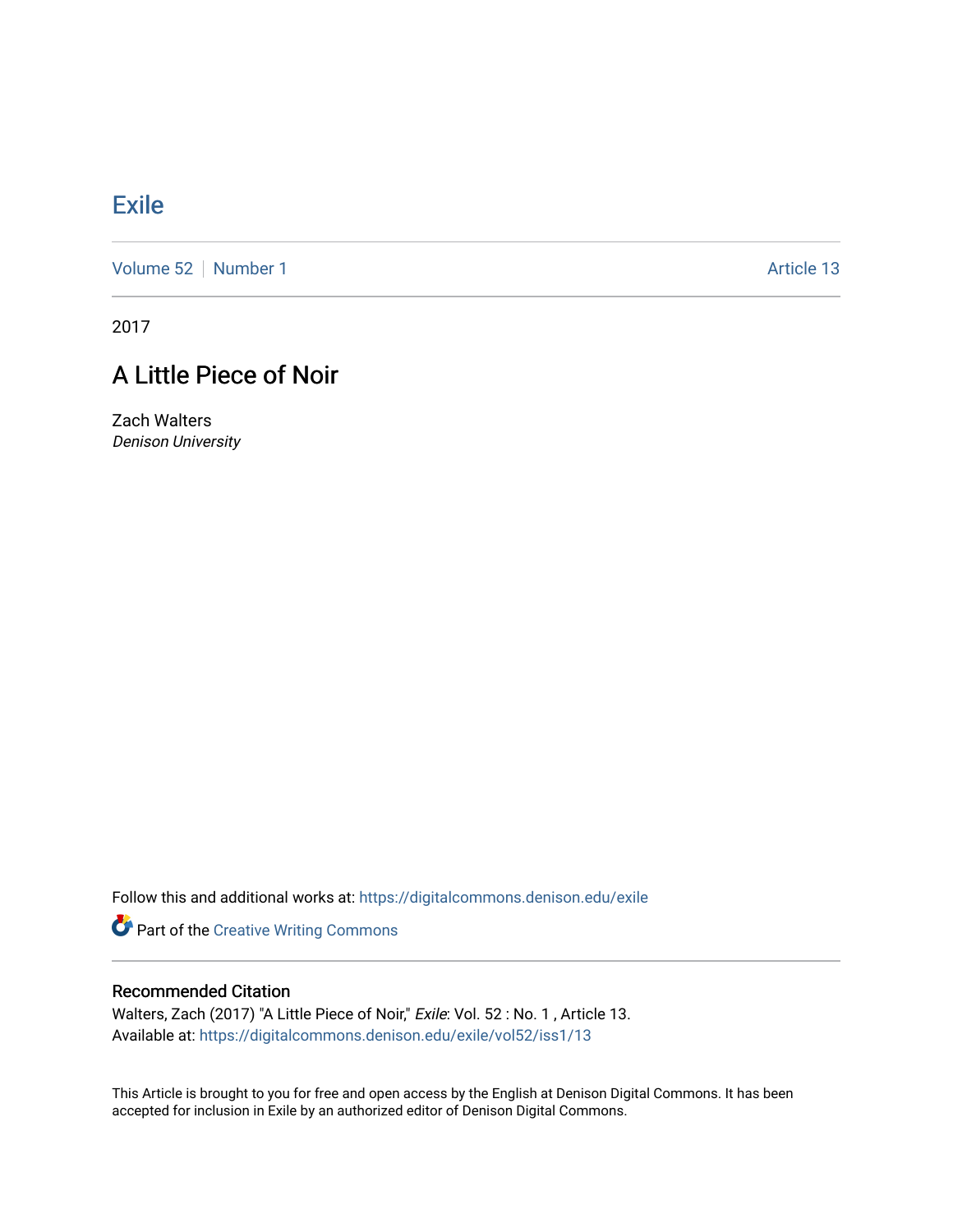# Exile

Volume 52 | Number 1 | Article 13

2017

## A Little Piece of Noir

Zach Walters
*Denison University*

Follow this and additional works at: https://digitalcommons.denison.edu/exile

Part of the Creative Writing Commons

### Recommended Citation

Walters, Zach (2017) "A Little Piece of Noir," *Exile*: Vol. 52 : No. 1 , Article 13.
Available at: https://digitalcommons.denison.edu/exile/vol52/iss1/13

This Article is brought to you for free and open access by the English at Denison Digital Commons. It has been accepted for inclusion in Exile by an authorized editor of Denison Digital Commons.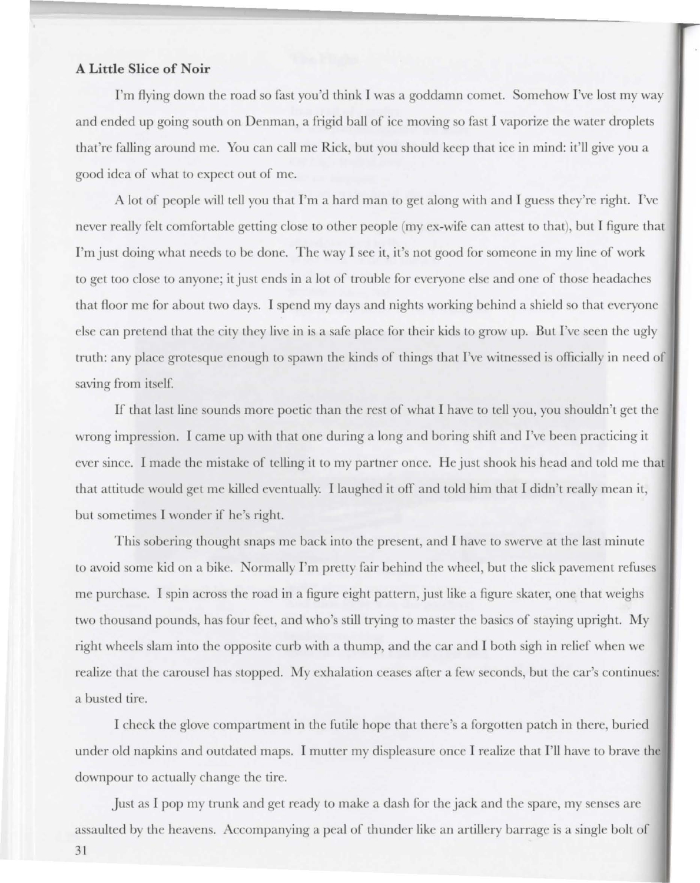**A Little Slice of Noir**

I'm flying down the road so fast you'd think I was a goddamn comet. Somehow I've lost my way and ended up going south on Denman, a frigid ball of ice moving so fast I vaporize the water droplets that're falling around me. You can call me Rick, but you should keep that ice in mind: it'll give you a good idea of what to expect out of me.

A lot of people will tell you that I'm a hard man to get along with and I guess they're right. I've never really felt comfortable getting close to other people (my ex-wife can attest to that), but I figure that I'm just doing what needs to be done. The way I see it, it's not good for someone in my line of work to get too close to anyone; it just ends in a lot of trouble for everyone else and one of those headaches that floor me for about two days. I spend my days and nights working behind a shield so that everyone else can pretend that the city they live in is a safe place for their kids to grow up. But I've seen the ugly truth: any place grotesque enough to spawn the kinds of things that I've witnessed is officially in need of saving from itself.

If that last line sounds more poetic than the rest of what I have to tell you, you shouldn't get the wrong impression. I came up with that one during a long and boring shift and I've been practicing it ever since. I made the mistake of telling it to my partner once. He just shook his head and told me that that attitude would get me killed eventually. I laughed it off and told him that I didn't really mean it, but sometimes I wonder if he's right.

This sobering thought snaps me back into the present, and I have to swerve at the last minute to avoid some kid on a bike. Normally I'm pretty fair behind the wheel, but the slick pavement refuses me purchase. I spin across the road in a figure eight pattern, just like a figure skater, one that weighs two thousand pounds, has four feet, and who's still trying to master the basics of staying upright. My right wheels slam into the opposite curb with a thump, and the car and I both sigh in relief when we realize that the carousel has stopped. My exhalation ceases after a few seconds, but the car's continues: a busted tire.

I check the glove compartment in the futile hope that there's a forgotten patch in there, buried under old napkins and outdated maps. I mutter my displeasure once I realize that I'll have to brave the downpour to actually change the tire.

Just as I pop my trunk and get ready to make a dash for the jack and the spare, my senses are assaulted by the heavens. Accompanying a peal of thunder like an artillery barrage is a single bolt of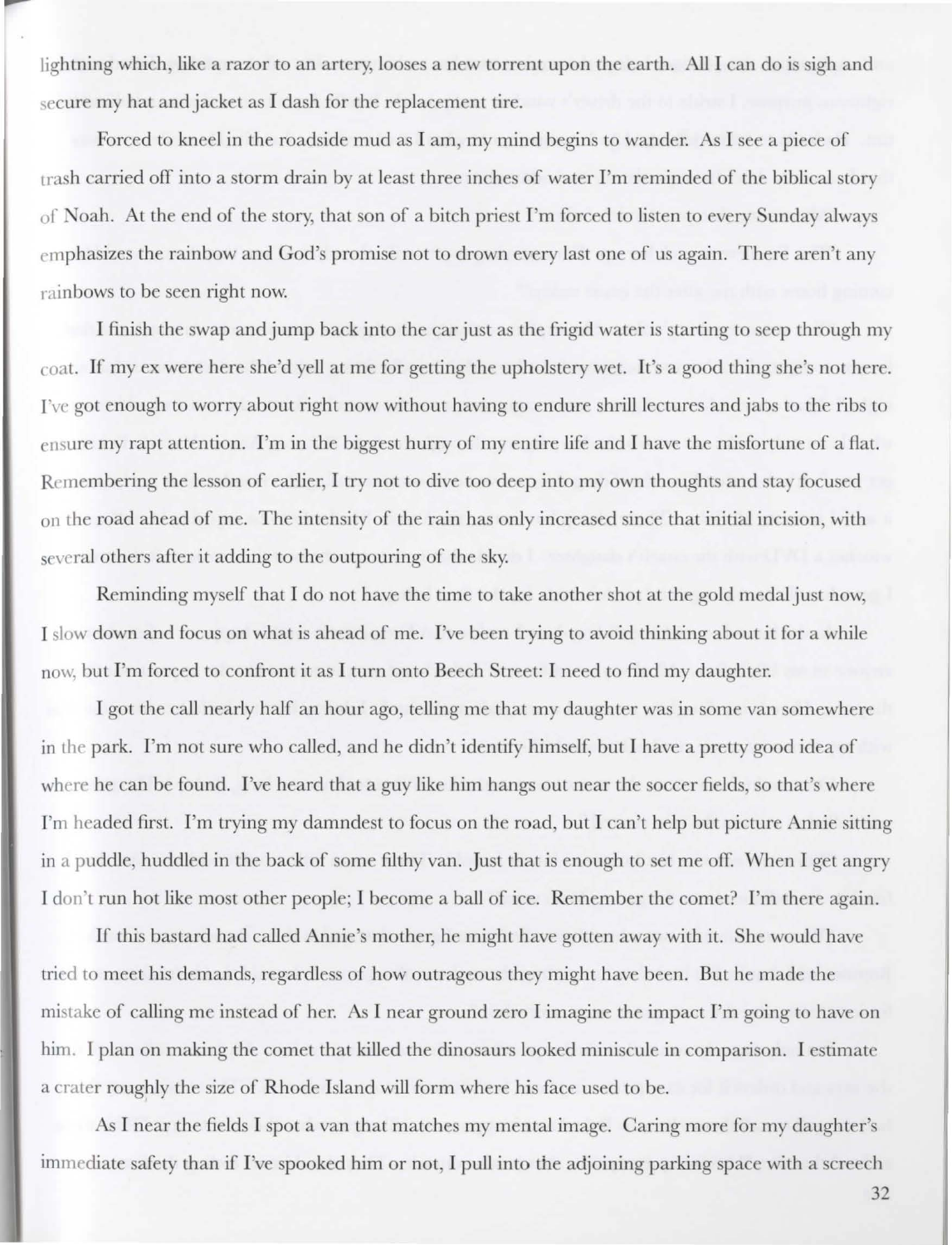lightning which, like a razor to an artery, looses a new torrent upon the earth. All I can do is sigh and secure my hat and jacket as I dash for the replacement tire.

Forced to kneel in the roadside mud as I am, my mind begins to wander. As I see a piece of trash carried off into a storm drain by at least three inches of water I'm reminded of the biblical story of Noah. At the end of the story, that son of a bitch priest I'm forced to listen to every Sunday always emphasizes the rainbow and God's promise not to drown every last one of us again. There aren't any rainbows to be seen right now.

I finish the swap and jump back into the car just as the frigid water is starting to seep through my coat. If my ex were here she'd yell at me for getting the upholstery wet. It's a good thing she's not here. I've got enough to worry about right now without having to endure shrill lectures and jabs to the ribs to ensure my rapt attention. I'm in the biggest hurry of my entire life and I have the misfortune of a flat. Remembering the lesson of earlier, I try not to dive too deep into my own thoughts and stay focused on the road ahead of me. The intensity of the rain has only increased since that initial incision, with several others after it adding to the outpouring of the sky.

Reminding myself that I do not have the time to take another shot at the gold medal just now, I slow down and focus on what is ahead of me. I've been trying to avoid thinking about it for a while now, but I'm forced to confront it as I turn onto Beech Street: I need to find my daughter.

I got the call nearly half an hour ago, telling me that my daughter was in some van somewhere in the park. I'm not sure who called, and he didn't identify himself, but I have a pretty good idea of where he can be found. I've heard that a guy like him hangs out near the soccer fields, so that's where I'm headed first. I'm trying my damndest to focus on the road, but I can't help but picture Annie sitting in a puddle, huddled in the back of some filthy van. Just that is enough to set me off. When I get angry I don't run hot like most other people; I become a ball of ice. Remember the comet? I'm there again.

If this bastard had called Annie's mother, he might have gotten away with it. She would have tried to meet his demands, regardless of how outrageous they might have been. But he made the mistake of calling me instead of her. As I near ground zero I imagine the impact I'm going to have on him. I plan on making the comet that killed the dinosaurs looked miniscule in comparison. I estimate a crater roughly the size of Rhode Island will form where his face used to be.

As I near the fields I spot a van that matches my mental image. Caring more for my daughter's immediate safety than if I've spooked him or not, I pull into the adjoining parking space with a screech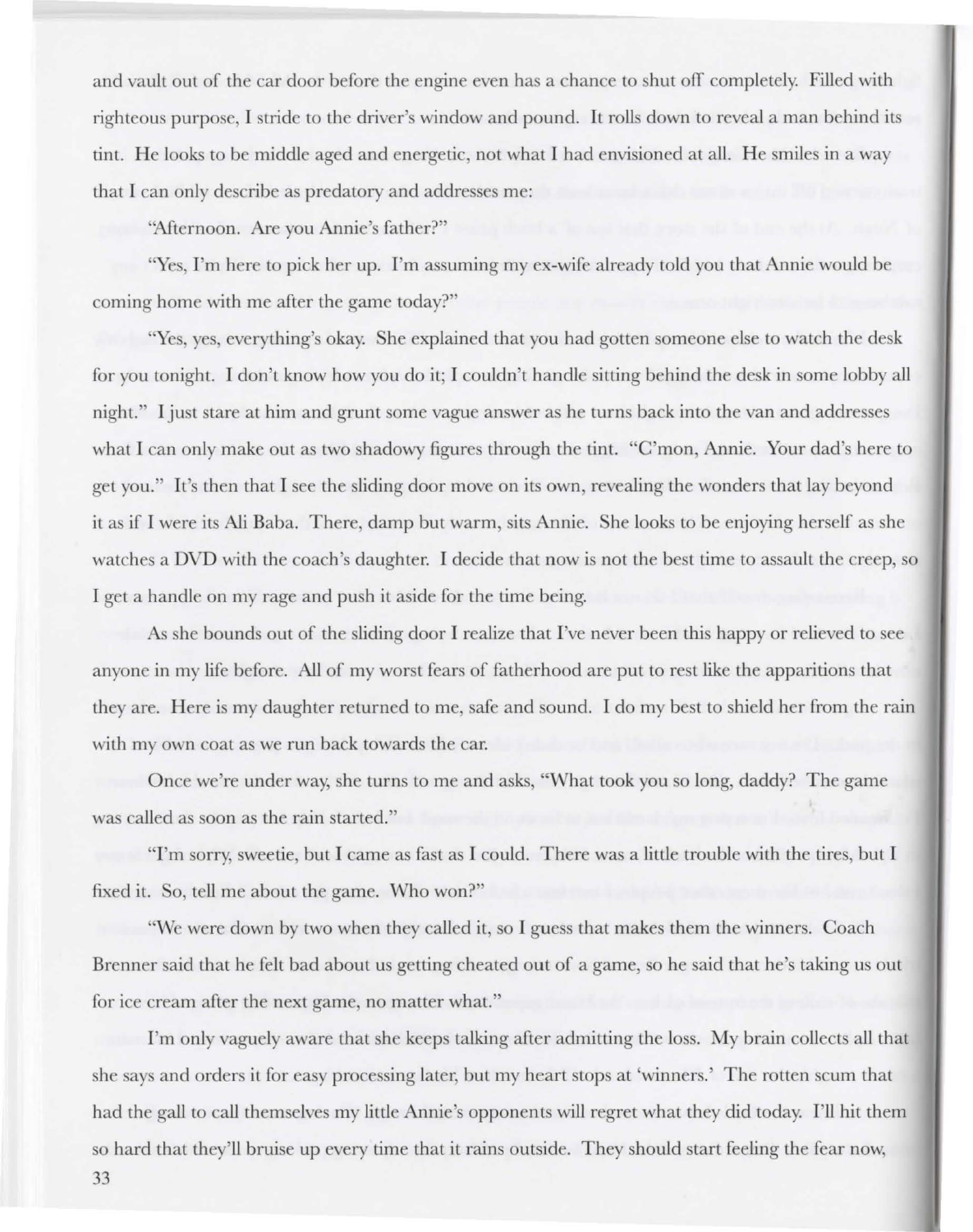and vault out of the car door before the engine even has a chance to shut off completely. Filled with righteous purpose, I stride to the driver's window and pound. It rolls down to reveal a man behind its tint. He looks to be middle aged and energetic, not what I had envisioned at all. He smiles in a way that I can only describe as predatory and addresses me:

"Afternoon. Are you Annie's father?"

"Yes, I'm here to pick her up. I'm assuming my ex-wife already told you that Annie would be coming home with me after the game today?"

"Yes, yes, everything's okay. She explained that you had gotten someone else to watch the desk for you tonight. I don't know how you do it; I couldn't handle sitting behind the desk in some lobby all night." I just stare at him and grunt some vague answer as he turns back into the van and addresses what I can only make out as two shadowy figures through the tint. "C'mon, Annie. Your dad's here to get you." It's then that I see the sliding door move on its own, revealing the wonders that lay beyond it as if I were its Ali Baba. There, damp but warm, sits Annie. She looks to be enjoying herself as she watches a DVD with the coach's daughter. I decide that now is not the best time to assault the creep, so I get a handle on my rage and push it aside for the time being.

As she bounds out of the sliding door I realize that I've never been this happy or relieved to see anyone in my life before. All of my worst fears of fatherhood are put to rest like the apparitions that they are. Here is my daughter returned to me, safe and sound. I do my best to shield her from the rain with my own coat as we run back towards the car.

Once we're under way, she turns to me and asks, "What took you so long, daddy? The game was called as soon as the rain started."

"I'm sorry, sweetie, but I came as fast as I could. There was a little trouble with the tires, but I fixed it. So, tell me about the game. Who won?"

"We were down by two when they called it, so I guess that makes them the winners. Coach Brenner said that he felt bad about us getting cheated out of a game, so he said that he's taking us out for ice cream after the next game, no matter what."

I'm only vaguely aware that she keeps talking after admitting the loss. My brain collects all that she says and orders it for easy processing later, but my heart stops at 'winners.' The rotten scum that had the gall to call themselves my little Annie's opponents will regret what they did today. I'll hit them so hard that they'll bruise up every time that it rains outside. They should start feeling the fear now,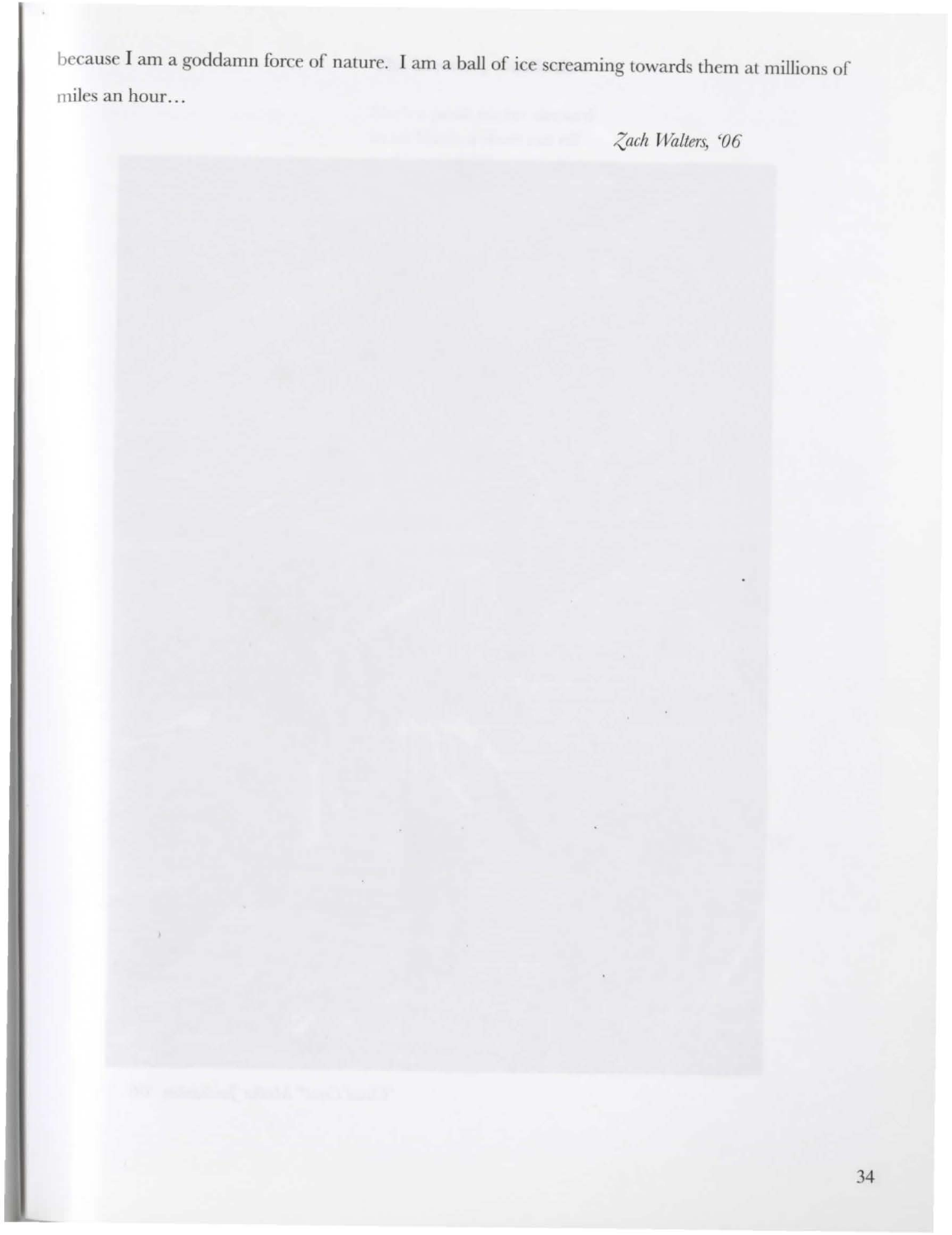because I am a goddamn force of nature. I am a ball of ice screaming towards them at millions of miles an hour…

*Zach Walters, '06*